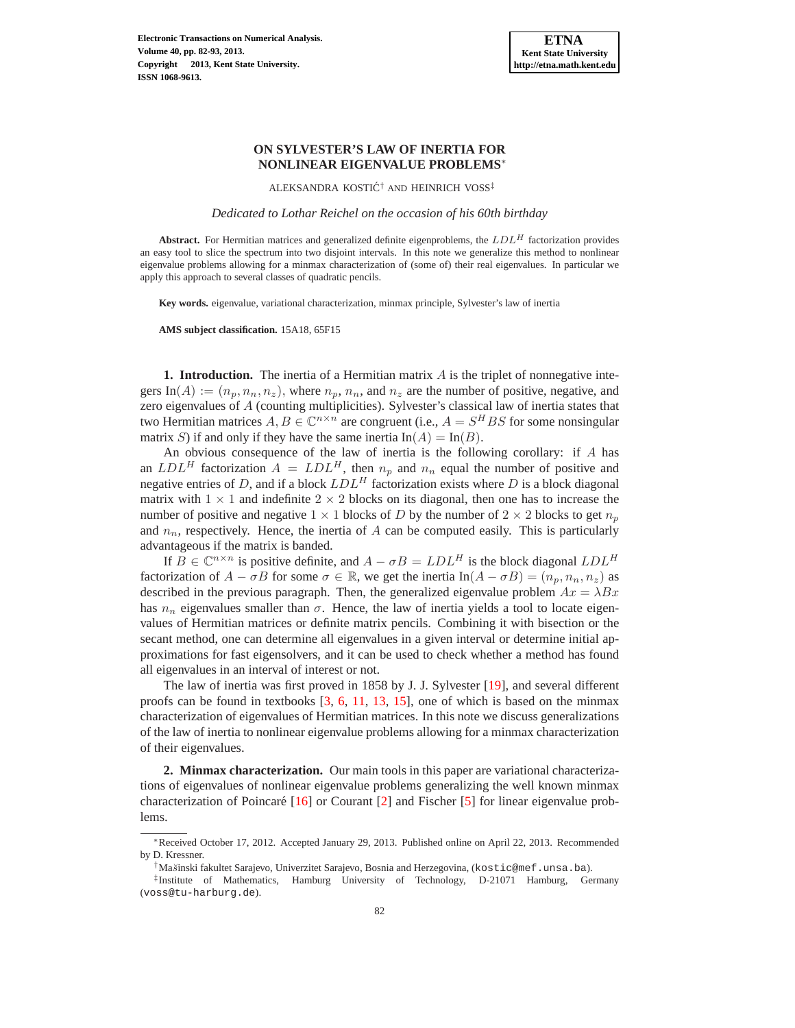# ON SYLVESTER'S LAW OF INERTIA FOR NONLINEAR EIGENVALUE PROBLEMS*

ALEKSANDRA KOSTIĆ[†] AND HEINRICH VOSS[‡]

*Dedicated to Lothar Reichel on the occasion of his 60th birthday*

**Abstract.** For Hermitian matrices and generalized definite eigenproblems, the $LDL^H$ factorization provides an easy tool to slice the spectrum into two disjoint intervals. In this note we generalize this method to nonlinear eigenvalue problems allowing for a minmax characterization of (some of) their real eigenvalues. In particular we apply this approach to several classes of quadratic pencils.

**Key words.** eigenvalue, variational characterization, minmax principle, Sylvester's law of inertia

**AMS subject classification.** 15A18, 65F15

**1. Introduction.** The inertia of a Hermitian matrix $A$ is the triplet of nonnegative integers $\text{In}(A) := (n_p, n_n, n_z)$, where $n_p$, $n_n$, and $n_z$ are the number of positive, negative, and zero eigenvalues of $A$ (counting multiplicities). Sylvester's classical law of inertia states that two Hermitian matrices $A, B \in \mathbb{C}^{n\times n}$ are congruent (i.e., $A = S^H BS$ for some nonsingular matrix $S$) if and only if they have the same inertia $\text{In}(A) = \text{In}(B)$.

An obvious consequence of the law of inertia is the following corollary: if $A$ has an $LDL^H$ factorization $A = LDL^H$, then $n_p$ and $n_n$ equal the number of positive and negative entries of $D$, and if a block $LDL^H$ factorization exists where $D$ is a block diagonal matrix with $1 \times 1$ and indefinite $2 \times 2$ blocks on its diagonal, then one has to increase the number of positive and negative $1 \times 1$ blocks of $D$ by the number of $2 \times 2$ blocks to get $n_p$ and $n_n$, respectively. Hence, the inertia of $A$ can be computed easily. This is particularly advantageous if the matrix is banded.

If $B \in \mathbb{C}^{n\times n}$ is positive definite, and $A - \sigma B = LDL^H$ is the block diagonal $LDL^H$ factorization of $A - \sigma B$ for some $\sigma \in \mathbb{R}$, we get the inertia $\text{In}(A - \sigma B) = (n_p, n_n, n_z)$ as described in the previous paragraph. Then, the generalized eigenvalue problem $Ax = \lambda Bx$ has $n_n$ eigenvalues smaller than $\sigma$. Hence, the law of inertia yields a tool to locate eigenvalues of Hermitian matrices or definite matrix pencils. Combining it with bisection or the secant method, one can determine all eigenvalues in a given interval or determine initial approximations for fast eigensolvers, and it can be used to check whether a method has found all eigenvalues in an interval of interest or not.

The law of inertia was first proved in 1858 by J. J. Sylvester [19], and several different proofs can be found in textbooks [3, 6, 11, 13, 15], one of which is based on the minmax characterization of eigenvalues of Hermitian matrices. In this note we discuss generalizations of the law of inertia to nonlinear eigenvalue problems allowing for a minmax characterization of their eigenvalues.

**2. Minmax characterization.** Our main tools in this paper are variational characterizations of eigenvalues of nonlinear eigenvalue problems generalizing the well known minmax characterization of Poincaré [16] or Courant [2] and Fischer [5] for linear eigenvalue problems.

---

*Received October 17, 2012. Accepted January 29, 2013. Published online on April 22, 2013. Recommended by D. Kressner.

[†]Mašinski fakultet Sarajevo, Univerzitet Sarajevo, Bosnia and Herzegovina, (kostic@mef.unsa.ba).

[‡]Institute of Mathematics, Hamburg University of Technology, D-21071 Hamburg, Germany (voss@tu-harburg.de).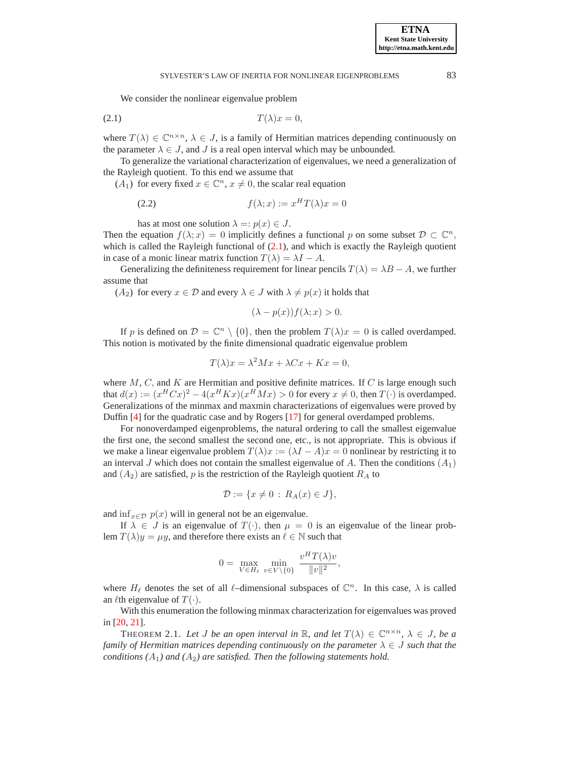We consider the nonlinear eigenvalue problem

$$T(\lambda)x = 0, \tag{2.1}$$

where $T(\lambda) \in \mathbb{C}^{n\times n}$, $\lambda \in J$, is a family of Hermitian matrices depending continuously on the parameter $\lambda \in J$, and $J$ is a real open interval which may be unbounded.

To generalize the variational characterization of eigenvalues, we need a generalization of the Rayleigh quotient. To this end we assume that

$(A_1)$ for every fixed $x \in \mathbb{C}^n$, $x \neq 0$, the scalar real equation

$$f(\lambda; x) := x^H T(\lambda)x = 0 \tag{2.2}$$

has at most one solution $\lambda =: p(x) \in J$.

Then the equation $f(\lambda; x) = 0$ implicitly defines a functional $p$ on some subset $\mathcal{D} \subset \mathbb{C}^n$, which is called the Rayleigh functional of (2.1), and which is exactly the Rayleigh quotient in case of a monic linear matrix function $T(\lambda) = \lambda I - A$.

Generalizing the definiteness requirement for linear pencils $T(\lambda) = \lambda B - A$, we further assume that

$(A_2)$ for every $x \in \mathcal{D}$ and every $\lambda \in J$ with $\lambda \neq p(x)$ it holds that

$$(\lambda - p(x))f(\lambda; x) > 0.$$

If $p$ is defined on $\mathcal{D} = \mathbb{C}^n \setminus \{0\}$, then the problem $T(\lambda)x = 0$ is called overdamped. This notion is motivated by the finite dimensional quadratic eigenvalue problem

$$T(\lambda)x = \lambda^2 Mx + \lambda Cx + Kx = 0,$$

where $M$, $C$, and $K$ are Hermitian and positive definite matrices. If $C$ is large enough such that $d(x) := (x^H Cx)^2 - 4(x^H Kx)(x^H Mx) > 0$ for every $x \neq 0$, then $T(\cdot)$ is overdamped. Generalizations of the minmax and maxmin characterizations of eigenvalues were proved by Duffin [4] for the quadratic case and by Rogers [17] for general overdamped problems.

For nonoverdamped eigenproblems, the natural ordering to call the smallest eigenvalue the first one, the second smallest the second one, etc., is not appropriate. This is obvious if we make a linear eigenvalue problem $T(\lambda)x := (\lambda I - A)x = 0$ nonlinear by restricting it to an interval $J$ which does not contain the smallest eigenvalue of $A$. Then the conditions $(A_1)$ and $(A_2)$ are satisfied, $p$ is the restriction of the Rayleigh quotient $R_A$ to

$$\mathcal{D} := \{x \neq 0 \,:\, R_A(x) \in J\},$$

and $\inf_{x\in\mathcal{D}} p(x)$ will in general not be an eigenvalue.

If $\lambda \in J$ is an eigenvalue of $T(\cdot)$, then $\mu = 0$ is an eigenvalue of the linear problem $T(\lambda)y = \mu y$, and therefore there exists an $\ell \in \mathbb{N}$ such that

$$0 = \max_{V\in H_\ell} \min_{v\in V\setminus\{0\}} \frac{v^H T(\lambda)v}{\|v\|^2},$$

where $H_\ell$ denotes the set of all $\ell$–dimensional subspaces of $\mathbb{C}^n$. In this case, $\lambda$ is called an $\ell$th eigenvalue of $T(\cdot)$.

With this enumeration the following minmax characterization for eigenvalues was proved in [20, 21].

THEOREM 2.1. *Let $J$ be an open interval in $\mathbb{R}$, and let $T(\lambda) \in \mathbb{C}^{n\times n}$, $\lambda \in J$, be a family of Hermitian matrices depending continuously on the parameter $\lambda \in J$ such that the conditions $(A_1)$ and $(A_2)$ are satisfied. Then the following statements hold.*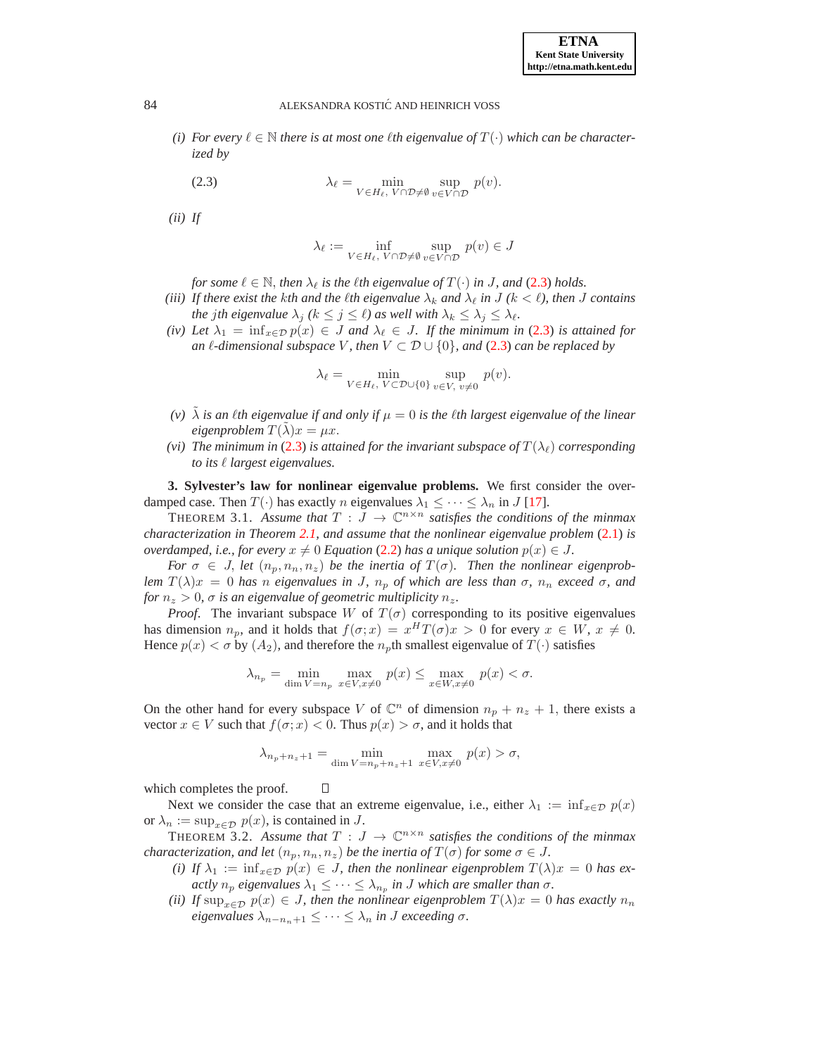*(i) For every $\ell \in \mathbb{N}$ there is at most one $\ell$th eigenvalue of $T(\cdot)$ which can be characterized by*

$$\lambda_\ell = \min_{V \in H_\ell,\ V \cap \mathcal{D} \neq \emptyset} \ \sup_{v \in V \cap \mathcal{D}} p(v). \tag{2.3}$$

*(ii) If*

$$\lambda_\ell := \inf_{V \in H_\ell,\ V \cap \mathcal{D} \neq \emptyset} \ \sup_{v \in V \cap \mathcal{D}} p(v) \in J$$

*for some $\ell \in \mathbb{N}$, then $\lambda_\ell$ is the $\ell$th eigenvalue of $T(\cdot)$ in $J$, and (2.3) holds.*

*(iii) If there exist the $k$th and the $\ell$th eigenvalue $\lambda_k$ and $\lambda_\ell$ in $J$ ($k < \ell$), then $J$ contains the $j$th eigenvalue $\lambda_j$ ($k \leq j \leq \ell$) as well with $\lambda_k \leq \lambda_j \leq \lambda_\ell$.*

*(iv) Let $\lambda_1 = \inf_{x \in \mathcal{D}} p(x) \in J$ and $\lambda_\ell \in J$. If the minimum in (2.3) is attained for an $\ell$-dimensional subspace $V$, then $V \subset \mathcal{D} \cup \{0\}$, and (2.3) can be replaced by*

$$\lambda_\ell = \min_{V \in H_\ell,\ V \subset \mathcal{D} \cup \{0\}} \ \sup_{v \in V,\ v \neq 0} p(v).$$

*(v) $\tilde{\lambda}$ is an $\ell$th eigenvalue if and only if $\mu = 0$ is the $\ell$th largest eigenvalue of the linear eigenproblem $T(\tilde{\lambda})x = \mu x$.*

*(vi) The minimum in (2.3) is attained for the invariant subspace of $T(\lambda_\ell)$ corresponding to its $\ell$ largest eigenvalues.*

**3. Sylvester's law for nonlinear eigenvalue problems.** We first consider the overdamped case. Then $T(\cdot)$ has exactly $n$ eigenvalues $\lambda_1 \leq \cdots \leq \lambda_n$ in $J$ [17].

THEOREM 3.1. *Assume that $T : J \to \mathbb{C}^{n \times n}$ satisfies the conditions of the minmax characterization in Theorem 2.1, and assume that the nonlinear eigenvalue problem (2.1) is overdamped, i.e., for every $x \neq 0$ Equation (2.2) has a unique solution $p(x) \in J$.*

*For $\sigma \in J$, let $(n_p, n_n, n_z)$ be the inertia of $T(\sigma)$. Then the nonlinear eigenproblem $T(\lambda)x = 0$ has $n$ eigenvalues in $J$, $n_p$ of which are less than $\sigma$, $n_n$ exceed $\sigma$, and for $n_z > 0$, $\sigma$ is an eigenvalue of geometric multiplicity $n_z$.*

*Proof.* The invariant subspace $W$ of $T(\sigma)$ corresponding to its positive eigenvalues has dimension $n_p$, and it holds that $f(\sigma; x) = x^H T(\sigma) x > 0$ for every $x \in W$, $x \neq 0$. Hence $p(x) < \sigma$ by $(A_2)$, and therefore the $n_p$th smallest eigenvalue of $T(\cdot)$ satisfies

$$\lambda_{n_p} = \min_{\dim V = n_p} \ \max_{x \in V, x \neq 0} p(x) \leq \max_{x \in W, x \neq 0} p(x) < \sigma.$$

On the other hand for every subspace $V$ of $\mathbb{C}^n$ of dimension $n_p + n_z + 1$, there exists a vector $x \in V$ such that $f(\sigma; x) < 0$. Thus $p(x) > \sigma$, and it holds that

$$\lambda_{n_p + n_z + 1} = \min_{\dim V = n_p + n_z + 1} \ \max_{x \in V, x \neq 0} p(x) > \sigma,$$

which completes the proof. ∎

Next we consider the case that an extreme eigenvalue, i.e., either $\lambda_1 := \inf_{x \in \mathcal{D}} p(x)$ or $\lambda_n := \sup_{x \in \mathcal{D}} p(x)$, is contained in $J$.

THEOREM 3.2. *Assume that $T : J \to \mathbb{C}^{n \times n}$ satisfies the conditions of the minmax characterization, and let $(n_p, n_n, n_z)$ be the inertia of $T(\sigma)$ for some $\sigma \in J$.*

*(i) If $\lambda_1 := \inf_{x \in \mathcal{D}} p(x) \in J$, then the nonlinear eigenproblem $T(\lambda)x = 0$ has exactly $n_p$ eigenvalues $\lambda_1 \leq \cdots \leq \lambda_{n_p}$ in $J$ which are smaller than $\sigma$.*

*(ii) If $\sup_{x \in \mathcal{D}} p(x) \in J$, then the nonlinear eigenproblem $T(\lambda)x = 0$ has exactly $n_n$ eigenvalues $\lambda_{n - n_n + 1} \leq \cdots \leq \lambda_n$ in $J$ exceeding $\sigma$.*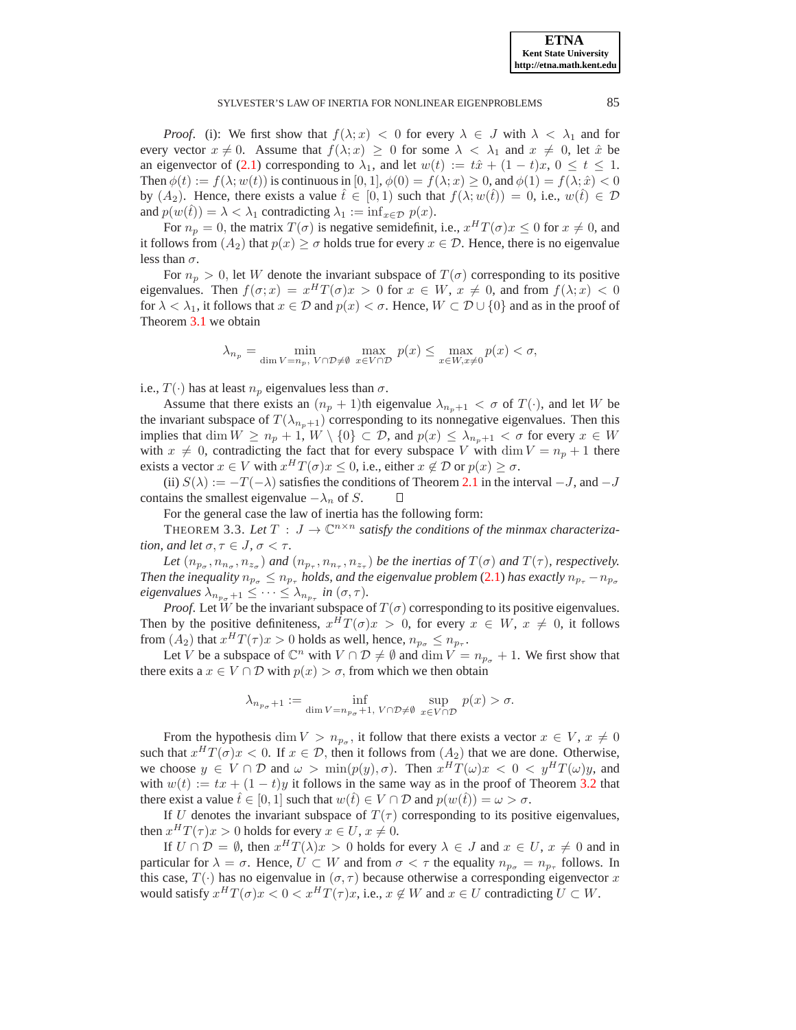*Proof*. (i): We first show that $f(\lambda; x) < 0$ for every $\lambda \in J$ with $\lambda < \lambda_1$ and for every vector $x \neq 0$. Assume that $f(\lambda; x) \geq 0$ for some $\lambda < \lambda_1$ and $x \neq 0$, let $\hat{x}$ be an eigenvector of (2.1) corresponding to $\lambda_1$, and let $w(t) := t\hat{x} + (1-t)x$, $0 \leq t \leq 1$. Then $\phi(t) := f(\lambda; w(t))$ is continuous in $[0,1]$, $\phi(0) = f(\lambda; x) \geq 0$, and $\phi(1) = f(\lambda; \hat{x}) < 0$ by $(A_2)$. Hence, there exists a value $\hat{t} \in [0,1)$ such that $f(\lambda; w(\hat{t})) = 0$, i.e., $w(\hat{t}) \in \mathcal{D}$ and $p(w(\hat{t})) = \lambda < \lambda_1$ contradicting $\lambda_1 := \inf_{x \in \mathcal{D}} p(x)$.

For $n_p = 0$, the matrix $T(\sigma)$ is negative semidefinit, i.e., $x^H T(\sigma) x \leq 0$ for $x \neq 0$, and it follows from $(A_2)$ that $p(x) \geq \sigma$ holds true for every $x \in \mathcal{D}$. Hence, there is no eigenvalue less than $\sigma$.

For $n_p > 0$, let $W$ denote the invariant subspace of $T(\sigma)$ corresponding to its positive eigenvalues. Then $f(\sigma; x) = x^H T(\sigma) x > 0$ for $x \in W$, $x \neq 0$, and from $f(\lambda; x) < 0$ for $\lambda < \lambda_1$, it follows that $x \in \mathcal{D}$ and $p(x) < \sigma$. Hence, $W \subset \mathcal{D} \cup \{0\}$ and as in the proof of Theorem 3.1 we obtain

$$\lambda_{n_p} = \min_{\dim V = n_p,\ V \cap \mathcal{D} \neq \emptyset} \ \max_{x \in V \cap \mathcal{D}} p(x) \leq \max_{x \in W, x \neq 0} p(x) < \sigma,$$

i.e., $T(\cdot)$ has at least $n_p$ eigenvalues less than $\sigma$.

Assume that there exists an $(n_p+1)$th eigenvalue $\lambda_{n_p+1} < \sigma$ of $T(\cdot)$, and let $W$ be the invariant subspace of $T(\lambda_{n_p+1})$ corresponding to its nonnegative eigenvalues. Then this implies that $\dim W \geq n_p + 1$, $W \setminus \{0\} \subset \mathcal{D}$, and $p(x) \leq \lambda_{n_p+1} < \sigma$ for every $x \in W$ with $x \neq 0$, contradicting the fact that for every subspace $V$ with $\dim V = n_p + 1$ there exists a vector $x \in V$ with $x^H T(\sigma) x \leq 0$, i.e., either $x \notin \mathcal{D}$ or $p(x) \geq \sigma$.

(ii) $S(\lambda) := -T(-\lambda)$ satisfies the conditions of Theorem 2.1 in the interval $-J$, and $-J$ contains the smallest eigenvalue $-\lambda_n$ of $S$. ∎

For the general case the law of inertia has the following form:

THEOREM 3.3. *Let $T : J \to \mathbb{C}^{n \times n}$ satisfy the conditions of the minmax characterization, and let $\sigma, \tau \in J$, $\sigma < \tau$.*

*Let $(n_{p_\sigma}, n_{n_\sigma}, n_{z_\sigma})$ and $(n_{p_\tau}, n_{n_\tau}, n_{z_\tau})$ be the inertias of $T(\sigma)$ and $T(\tau)$, respectively. Then the inequality $n_{p_\sigma} \leq n_{p_\tau}$ holds, and the eigenvalue problem (2.1) has exactly $n_{p_\tau} - n_{p_\sigma}$ eigenvalues $\lambda_{n_{p_\sigma}+1} \leq \cdots \leq \lambda_{n_{p_\tau}}$ in $(\sigma, \tau)$.*

*Proof.* Let $W$ be the invariant subspace of $T(\sigma)$ corresponding to its positive eigenvalues. Then by the positive definiteness, $x^H T(\sigma) x > 0$, for every $x \in W$, $x \neq 0$, it follows from $(A_2)$ that $x^H T(\tau) x > 0$ holds as well, hence, $n_{p_\sigma} \leq n_{p_\tau}$.

Let $V$ be a subspace of $\mathbb{C}^n$ with $V \cap \mathcal{D} \neq \emptyset$ and $\dim V = n_{p_\sigma} + 1$. We first show that there exits a $x \in V \cap \mathcal{D}$ with $p(x) > \sigma$, from which we then obtain

$$\lambda_{n_{p_\sigma}+1} := \inf_{\dim V = n_{p_\sigma}+1,\ V \cap \mathcal{D} \neq \emptyset} \ \sup_{x \in V \cap \mathcal{D}} p(x) > \sigma.$$

From the hypothesis $\dim V > n_{p_\sigma}$, it follow that there exists a vector $x \in V$, $x \neq 0$ such that $x^H T(\sigma) x < 0$. If $x \in \mathcal{D}$, then it follows from $(A_2)$ that we are done. Otherwise, we choose $y \in V \cap \mathcal{D}$ and $\omega > \min(p(y), \sigma)$. Then $x^H T(\omega) x < 0 < y^H T(\omega) y$, and with $w(t) := tx + (1-t)y$ it follows in the same way as in the proof of Theorem 3.2 that there exist a value $\hat{t} \in [0,1]$ such that $w(\hat{t}) \in V \cap \mathcal{D}$ and $p(w(\hat{t})) = \omega > \sigma$.

If $U$ denotes the invariant subspace of $T(\tau)$ corresponding to its positive eigenvalues, then $x^H T(\tau) x > 0$ holds for every $x \in U$, $x \neq 0$.

If $U \cap \mathcal{D} = \emptyset$, then $x^H T(\lambda) x > 0$ holds for every $\lambda \in J$ and $x \in U$, $x \neq 0$ and in particular for $\lambda = \sigma$. Hence, $U \subset W$ and from $\sigma < \tau$ the equality $n_{p_\sigma} = n_{p_\tau}$ follows. In this case, $T(\cdot)$ has no eigenvalue in $(\sigma, \tau)$ because otherwise a corresponding eigenvector $x$ would satisfy $x^H T(\sigma) x < 0 < x^H T(\tau) x$, i.e., $x \notin W$ and $x \in U$ contradicting $U \subset W$.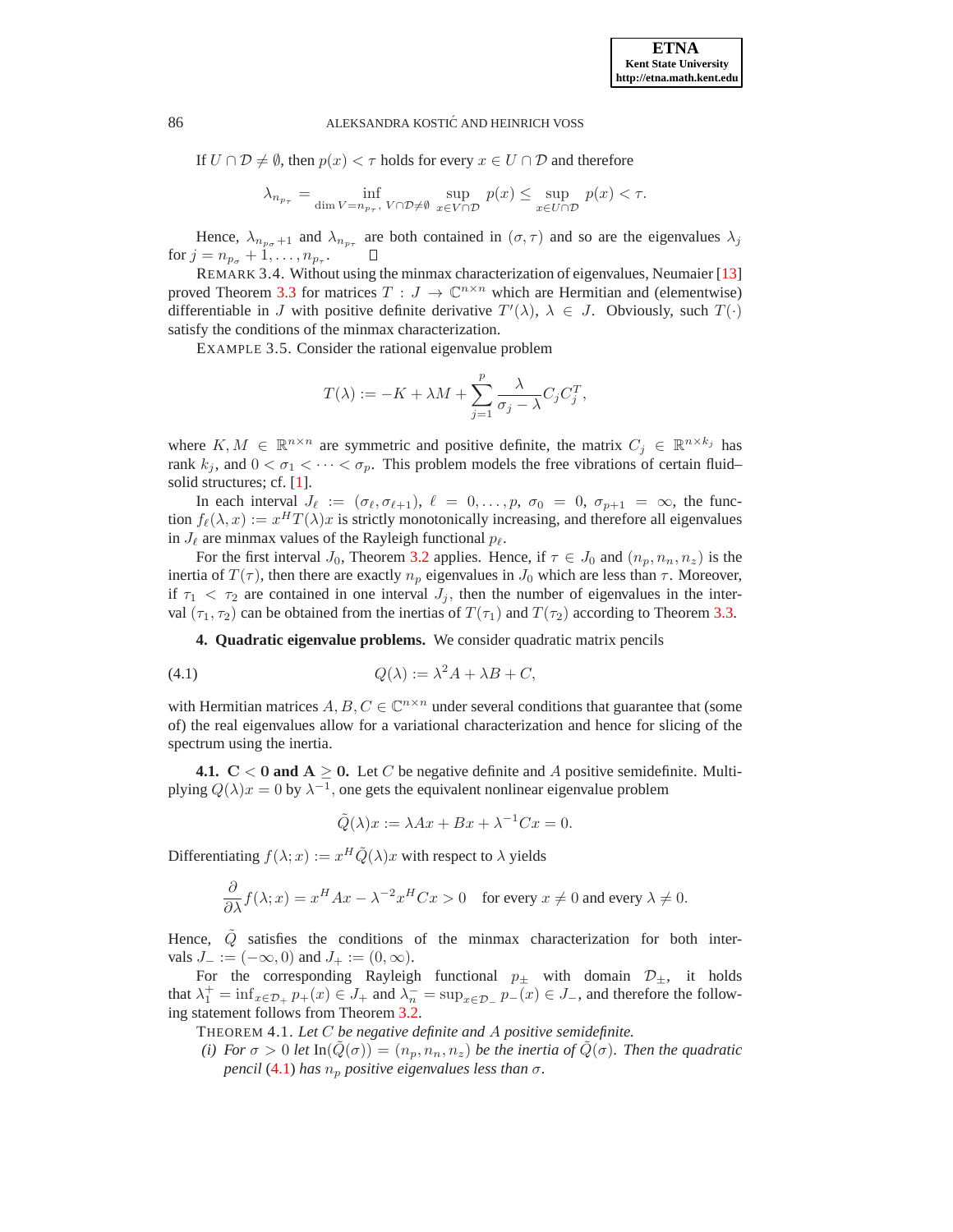If $U \cap \mathcal{D} \neq \emptyset$, then $p(x) < \tau$ holds for every $x \in U \cap \mathcal{D}$ and therefore

$$\lambda_{n_{p_\tau}} = \inf_{\dim V = n_{p_\tau},\; V \cap \mathcal{D} \neq \emptyset} \; \sup_{x \in V \cap \mathcal{D}} p(x) \leq \sup_{x \in U \cap \mathcal{D}} p(x) < \tau.$$

Hence, $\lambda_{n_{p_\sigma}+1}$ and $\lambda_{n_{p_\tau}}$ are both contained in $(\sigma, \tau)$ and so are the eigenvalues $\lambda_j$ for $j = n_{p_\sigma} + 1, \dots, n_{p_\tau}$. ∎

REMARK 3.4. Without using the minmax characterization of eigenvalues, Neumaier [13] proved Theorem 3.3 for matrices $T : J \to \mathbb{C}^{n \times n}$ which are Hermitian and (elementwise) differentiable in $J$ with positive definite derivative $T'(\lambda)$, $\lambda \in J$. Obviously, such $T(\cdot)$ satisfy the conditions of the minmax characterization.

EXAMPLE 3.5. Consider the rational eigenvalue problem

$$T(\lambda) := -K + \lambda M + \sum_{j=1}^{p} \frac{\lambda}{\sigma_j - \lambda} C_j C_j^T,$$

where $K, M \in \mathbb{R}^{n \times n}$ are symmetric and positive definite, the matrix $C_j \in \mathbb{R}^{n \times k_j}$ has rank $k_j$, and $0 < \sigma_1 < \cdots < \sigma_p$. This problem models the free vibrations of certain fluid–solid structures; cf. [1].

In each interval $J_\ell := (\sigma_\ell, \sigma_{\ell+1})$, $\ell = 0, \dots, p$, $\sigma_0 = 0$, $\sigma_{p+1} = \infty$, the function $f_\ell(\lambda, x) := x^H T(\lambda) x$ is strictly monotonically increasing, and therefore all eigenvalues in $J_\ell$ are minmax values of the Rayleigh functional $p_\ell$.

For the first interval $J_0$, Theorem 3.2 applies. Hence, if $\tau \in J_0$ and $(n_p, n_n, n_z)$ is the inertia of $T(\tau)$, then there are exactly $n_p$ eigenvalues in $J_0$ which are less than $\tau$. Moreover, if $\tau_1 < \tau_2$ are contained in one interval $J_j$, then the number of eigenvalues in the interval $(\tau_1, \tau_2)$ can be obtained from the inertias of $T(\tau_1)$ and $T(\tau_2)$ according to Theorem 3.3.

## 4. Quadratic eigenvalue problems.

We consider quadratic matrix pencils

$$Q(\lambda) := \lambda^2 A + \lambda B + C, \tag{4.1}$$

with Hermitian matrices $A, B, C \in \mathbb{C}^{n \times n}$ under several conditions that guarantee that (some of) the real eigenvalues allow for a variational characterization and hence for slicing of the spectrum using the inertia.

### 4.1. $\mathbf{C < 0}$ and $\mathbf{A \geq 0}$.

Let $C$ be negative definite and $A$ positive semidefinite. Multiplying $Q(\lambda)x = 0$ by $\lambda^{-1}$, one gets the equivalent nonlinear eigenvalue problem

$$\tilde{Q}(\lambda)x := \lambda A x + Bx + \lambda^{-1} C x = 0.$$

Differentiating $f(\lambda; x) := x^H \tilde{Q}(\lambda) x$ with respect to $\lambda$ yields

$$\frac{\partial}{\partial \lambda} f(\lambda; x) = x^H A x - \lambda^{-2} x^H C x > 0 \quad \text{for every } x \neq 0 \text{ and every } \lambda \neq 0.$$

Hence, $\tilde{Q}$ satisfies the conditions of the minmax characterization for both intervals $J_- := (-\infty, 0)$ and $J_+ := (0, \infty)$.

For the corresponding Rayleigh functional $p_\pm$ with domain $\mathcal{D}_\pm$, it holds that $\lambda_1^+ = \inf_{x \in \mathcal{D}_+} p_+(x) \in J_+$ and $\lambda_n^- = \sup_{x \in \mathcal{D}_-} p_-(x) \in J_-$, and therefore the following statement follows from Theorem 3.2.

THEOREM 4.1. *Let $C$ be negative definite and $A$ positive semidefinite.*

*(i) For $\sigma > 0$ let $\operatorname{In}(\tilde{Q}(\sigma)) = (n_p, n_n, n_z)$ be the inertia of $\tilde{Q}(\sigma)$. Then the quadratic pencil (4.1) has $n_p$ positive eigenvalues less than $\sigma$.*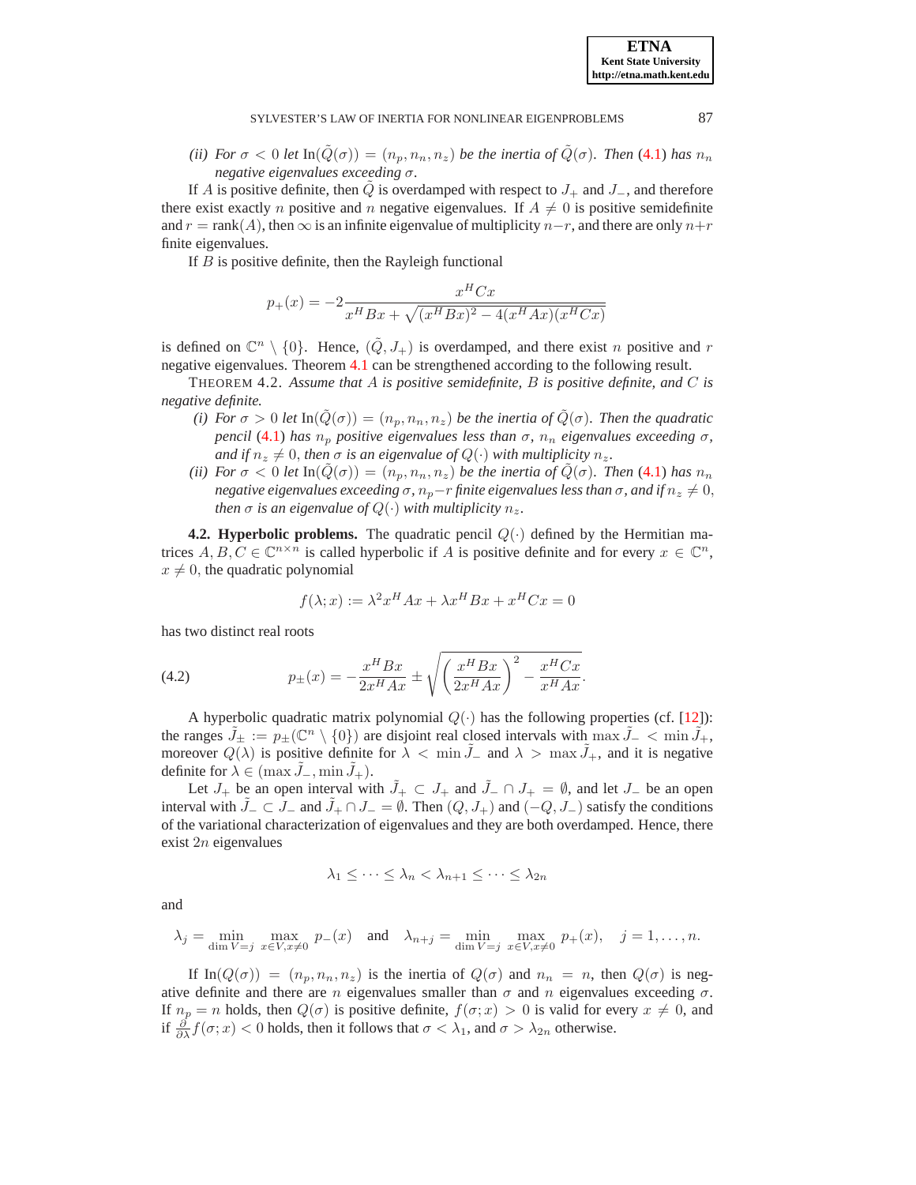*(ii) For $\sigma < 0$ let $\mathrm{In}(\tilde{Q}(\sigma)) = (n_p, n_n, n_z)$ be the inertia of $\tilde{Q}(\sigma)$. Then (4.1) has $n_n$ negative eigenvalues exceeding $\sigma$.*

If $A$ is positive definite, then $\tilde{Q}$ is overdamped with respect to $J_+$ and $J_-$, and therefore there exist exactly $n$ positive and $n$ negative eigenvalues. If $A \neq 0$ is positive semidefinite and $r = \mathrm{rank}(A)$, then $\infty$ is an infinite eigenvalue of multiplicity $n-r$, and there are only $n+r$ finite eigenvalues.

If $B$ is positive definite, then the Rayleigh functional

$$p_+(x) = -2\frac{x^HCx}{x^HBx + \sqrt{(x^HBx)^2 - 4(x^HAx)(x^HCx)}}$$

is defined on $\mathbb{C}^n \setminus \{0\}$. Hence, $(\tilde{Q}, J_+)$ is overdamped, and there exist $n$ positive and $r$ negative eigenvalues. Theorem 4.1 can be strengthened according to the following result.

THEOREM 4.2. *Assume that $A$ is positive semidefinite, $B$ is positive definite, and $C$ is negative definite.*

*(i) For $\sigma > 0$ let $\mathrm{In}(\tilde{Q}(\sigma)) = (n_p, n_n, n_z)$ be the inertia of $\tilde{Q}(\sigma)$. Then the quadratic pencil (4.1) has $n_p$ positive eigenvalues less than $\sigma$, $n_n$ eigenvalues exceeding $\sigma$, and if $n_z \neq 0$, then $\sigma$ is an eigenvalue of $Q(\cdot)$ with multiplicity $n_z$.*

*(ii) For $\sigma < 0$ let $\mathrm{In}(\tilde{Q}(\sigma)) = (n_p, n_n, n_z)$ be the inertia of $\tilde{Q}(\sigma)$. Then (4.1) has $n_n$ negative eigenvalues exceeding $\sigma$, $n_p - r$ finite eigenvalues less than $\sigma$, and if $n_z \neq 0$, then $\sigma$ is an eigenvalue of $Q(\cdot)$ with multiplicity $n_z$.*

**4.2. Hyperbolic problems.** The quadratic pencil $Q(\cdot)$ defined by the Hermitian matrices $A, B, C \in \mathbb{C}^{n\times n}$ is called hyperbolic if $A$ is positive definite and for every $x \in \mathbb{C}^n$, $x \neq 0$, the quadratic polynomial

$$f(\lambda; x) := \lambda^2 x^HAx + \lambda x^HBx + x^HCx = 0$$

has two distinct real roots

$$p_\pm(x) = -\frac{x^HBx}{2x^HAx} \pm \sqrt{\left(\frac{x^HBx}{2x^HAx}\right)^2 - \frac{x^HCx}{x^HAx}}. \tag{4.2}$$

A hyperbolic quadratic matrix polynomial $Q(\cdot)$ has the following properties (cf. [12]): the ranges $\tilde{J}_\pm := p_\pm(\mathbb{C}^n \setminus \{0\})$ are disjoint real closed intervals with $\max \tilde{J}_- < \min \tilde{J}_+$, moreover $Q(\lambda)$ is positive definite for $\lambda < \min \tilde{J}_-$ and $\lambda > \max \tilde{J}_+$, and it is negative definite for $\lambda \in (\max \tilde{J}_-, \min \tilde{J}_+)$.

Let $J_+$ be an open interval with $\tilde{J}_+ \subset J_+$ and $\tilde{J}_- \cap J_+ = \emptyset$, and let $J_-$ be an open interval with $\tilde{J}_- \subset J_-$ and $\tilde{J}_+ \cap J_- = \emptyset$. Then $(Q, J_+)$ and $(-Q, J_-)$ satisfy the conditions of the variational characterization of eigenvalues and they are both overdamped. Hence, there exist $2n$ eigenvalues

$$\lambda_1 \leq \cdots \leq \lambda_n < \lambda_{n+1} \leq \cdots \leq \lambda_{2n}$$

and

$$\lambda_j = \min_{\dim V = j}\ \max_{x\in V, x\neq 0}\ p_-(x) \quad \text{and} \quad \lambda_{n+j} = \min_{\dim V = j}\ \max_{x\in V, x\neq 0}\ p_+(x), \quad j = 1, \ldots, n.$$

If $\mathrm{In}(Q(\sigma)) = (n_p, n_n, n_z)$ is the inertia of $Q(\sigma)$ and $n_n = n$, then $Q(\sigma)$ is negative definite and there are $n$ eigenvalues smaller than $\sigma$ and $n$ eigenvalues exceeding $\sigma$. If $n_p = n$ holds, then $Q(\sigma)$ is positive definite, $f(\sigma; x) > 0$ is valid for every $x \neq 0$, and if $\frac{\partial}{\partial\lambda} f(\sigma; x) < 0$ holds, then it follows that $\sigma < \lambda_1$, and $\sigma > \lambda_{2n}$ otherwise.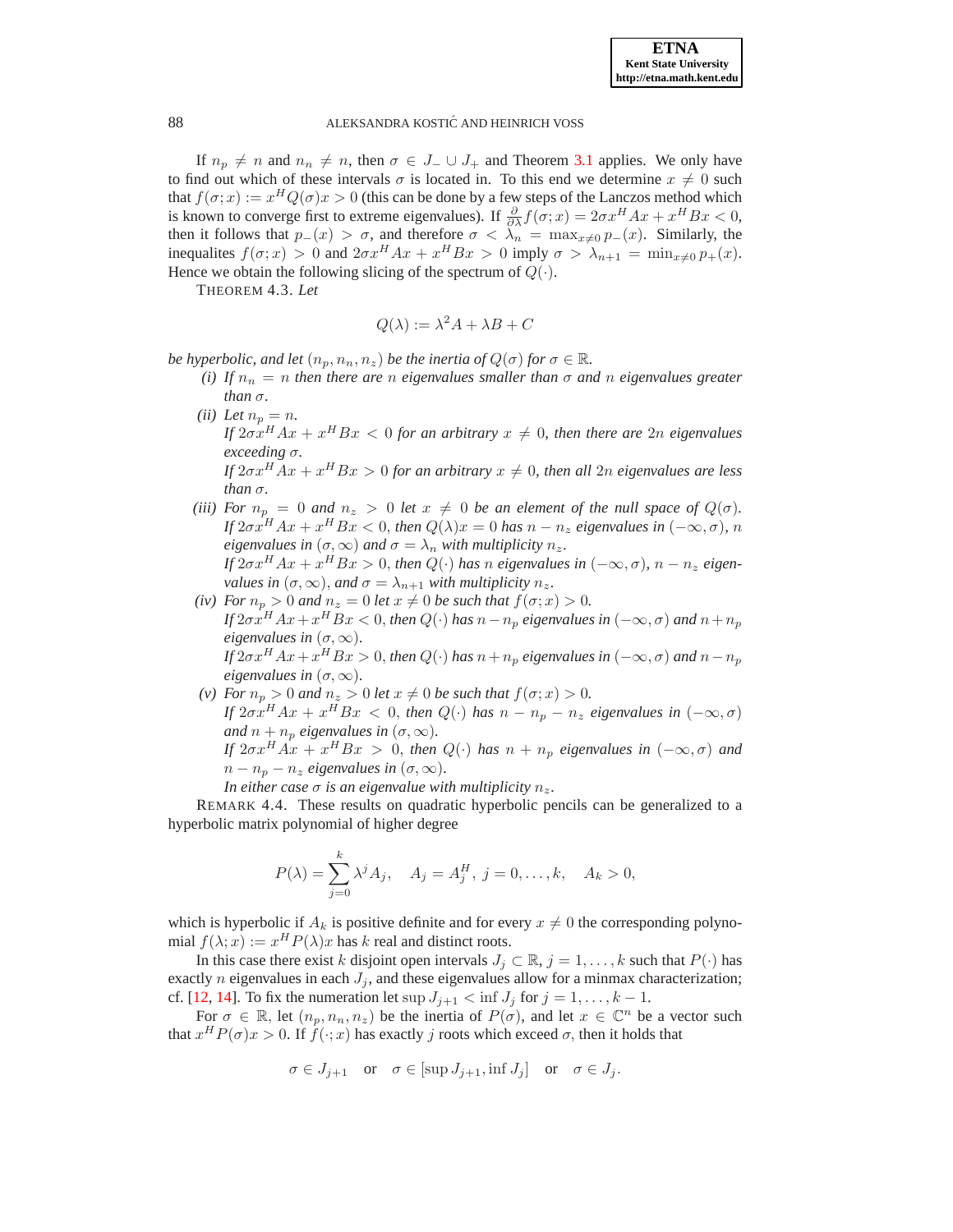If $n_p \neq n$ and $n_n \neq n$, then $\sigma \in J_- \cup J_+$ and Theorem 3.1 applies. We only have to find out which of these intervals $\sigma$ is located in. To this end we determine $x \neq 0$ such that $f(\sigma; x) := x^H Q(\sigma)x > 0$ (this can be done by a few steps of the Lanczos method which is known to converge first to extreme eigenvalues). If $\frac{\partial}{\partial \lambda} f(\sigma; x) = 2\sigma x^H Ax + x^H Bx < 0$, then it follows that $p_-(x) > \sigma$, and therefore $\sigma < \lambda_n = \max_{x \neq 0} p_-(x)$. Similarly, the inequalites $f(\sigma; x) > 0$ and $2\sigma x^H Ax + x^H Bx > 0$ imply $\sigma > \lambda_{n+1} = \min_{x \neq 0} p_+(x)$. Hence we obtain the following slicing of the spectrum of $Q(\cdot)$.

THEOREM 4.3. *Let*

$$Q(\lambda) := \lambda^2 A + \lambda B + C$$

*be hyperbolic, and let $(n_p, n_n, n_z)$ be the inertia of $Q(\sigma)$ for $\sigma \in \mathbb{R}$.*

- *(i) If $n_n = n$ then there are $n$ eigenvalues smaller than $\sigma$ and $n$ eigenvalues greater than $\sigma$.*
- *(ii) Let $n_p = n$.*
  *If $2\sigma x^H Ax + x^H Bx < 0$ for an arbitrary $x \neq 0$, then there are $2n$ eigenvalues exceeding $\sigma$.*
  *If $2\sigma x^H Ax + x^H Bx > 0$ for an arbitrary $x \neq 0$, then all $2n$ eigenvalues are less than $\sigma$.*
- *(iii) For $n_p = 0$ and $n_z > 0$ let $x \neq 0$ be an element of the null space of $Q(\sigma)$.*
  *If $2\sigma x^H Ax + x^H Bx < 0$, then $Q(\lambda)x = 0$ has $n - n_z$ eigenvalues in $(-\infty, \sigma)$, $n$ eigenvalues in $(\sigma, \infty)$ and $\sigma = \lambda_n$ with multiplicity $n_z$.*
  *If $2\sigma x^H Ax + x^H Bx > 0$, then $Q(\cdot)$ has $n$ eigenvalues in $(-\infty, \sigma)$, $n - n_z$ eigenvalues in $(\sigma, \infty)$, and $\sigma = \lambda_{n+1}$ with multiplicity $n_z$.*
- *(iv) For $n_p > 0$ and $n_z = 0$ let $x \neq 0$ be such that $f(\sigma; x) > 0$.*
  *If $2\sigma x^H Ax + x^H Bx < 0$, then $Q(\cdot)$ has $n - n_p$ eigenvalues in $(-\infty, \sigma)$ and $n + n_p$ eigenvalues in $(\sigma, \infty)$.*
  *If $2\sigma x^H Ax + x^H Bx > 0$, then $Q(\cdot)$ has $n + n_p$ eigenvalues in $(-\infty, \sigma)$ and $n - n_p$ eigenvalues in $(\sigma, \infty)$.*
- *(v) For $n_p > 0$ and $n_z > 0$ let $x \neq 0$ be such that $f(\sigma; x) > 0$.*
  *If $2\sigma x^H Ax + x^H Bx < 0$, then $Q(\cdot)$ has $n - n_p - n_z$ eigenvalues in $(-\infty, \sigma)$ and $n + n_p$ eigenvalues in $(\sigma, \infty)$.*
  *If $2\sigma x^H Ax + x^H Bx > 0$, then $Q(\cdot)$ has $n + n_p$ eigenvalues in $(-\infty, \sigma)$ and $n - n_p - n_z$ eigenvalues in $(\sigma, \infty)$.*
  *In either case $\sigma$ is an eigenvalue with multiplicity $n_z$.*

REMARK 4.4. These results on quadratic hyperbolic pencils can be generalized to a hyperbolic matrix polynomial of higher degree

$$P(\lambda) = \sum_{j=0}^{k} \lambda^j A_j, \quad A_j = A_j^H, \; j = 0, \dots, k, \quad A_k > 0,$$

which is hyperbolic if $A_k$ is positive definite and for every $x \neq 0$ the corresponding polynomial $f(\lambda; x) := x^H P(\lambda)x$ has $k$ real and distinct roots.

In this case there exist $k$ disjoint open intervals $J_j \subset \mathbb{R}$, $j = 1, \dots, k$ such that $P(\cdot)$ has exactly $n$ eigenvalues in each $J_j$, and these eigenvalues allow for a minmax characterization; cf. [12, 14]. To fix the numeration let $\sup J_{j+1} < \inf J_j$ for $j = 1, \dots, k-1$.

For $\sigma \in \mathbb{R}$, let $(n_p, n_n, n_z)$ be the inertia of $P(\sigma)$, and let $x \in \mathbb{C}^n$ be a vector such that $x^H P(\sigma)x > 0$. If $f(\cdot; x)$ has exactly $j$ roots which exceed $\sigma$, then it holds that

$$\sigma \in J_{j+1} \quad \text{or} \quad \sigma \in [\sup J_{j+1}, \inf J_j] \quad \text{or} \quad \sigma \in J_j.$$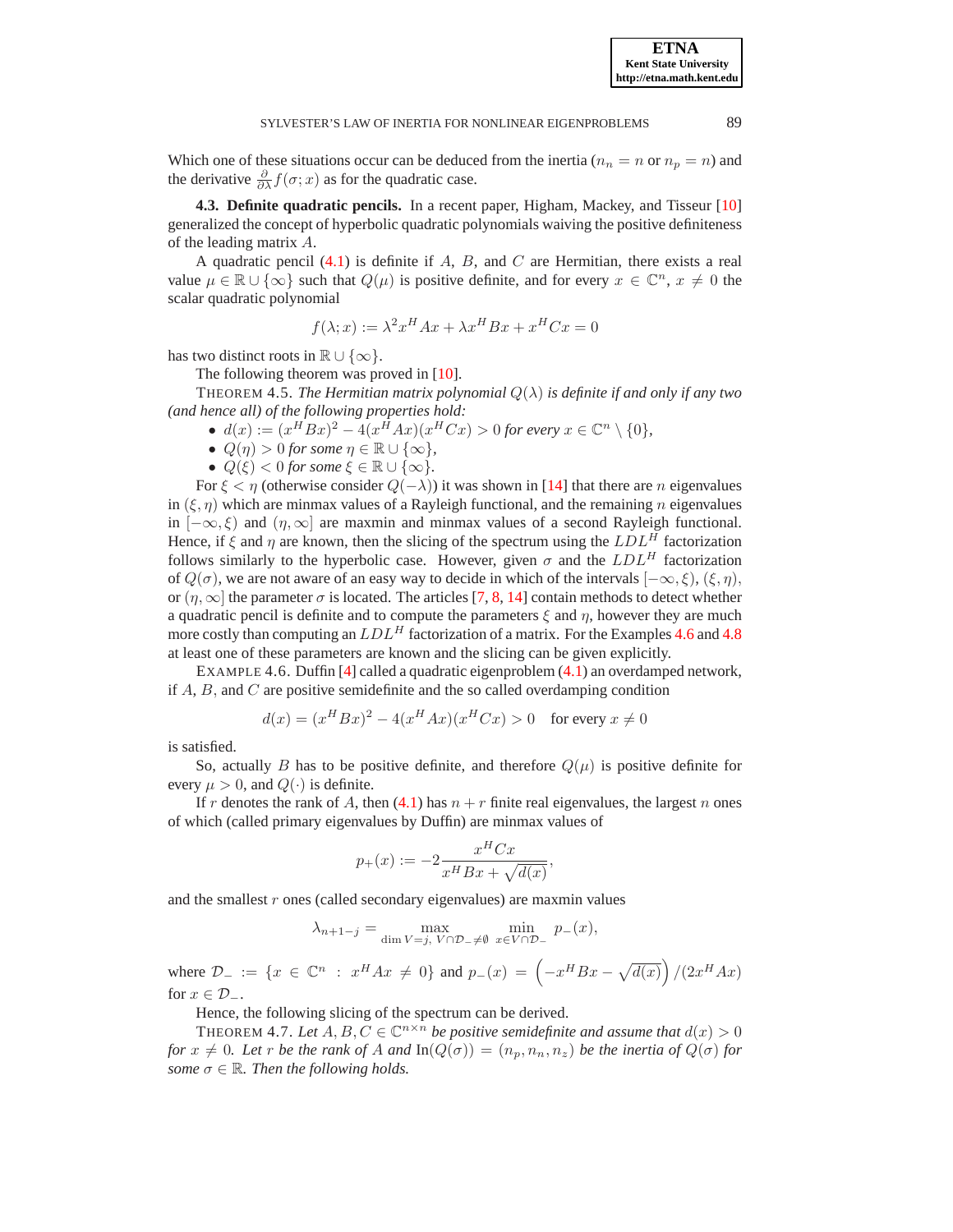Which one of these situations occur can be deduced from the inertia ($n_n = n$ or $n_p = n$) and the derivative $\frac{\partial}{\partial \lambda} f(\sigma; x)$ as for the quadratic case.

**4.3. Definite quadratic pencils.** In a recent paper, Higham, Mackey, and Tisseur [10] generalized the concept of hyperbolic quadratic polynomials waiving the positive definiteness of the leading matrix $A$.

A quadratic pencil (4.1) is definite if $A$, $B$, and $C$ are Hermitian, there exists a real value $\mu \in \mathbb{R} \cup \{\infty\}$ such that $Q(\mu)$ is positive definite, and for every $x \in \mathbb{C}^n$, $x \neq 0$ the scalar quadratic polynomial

$$f(\lambda; x) := \lambda^2 x^H Ax + \lambda x^H Bx + x^H Cx = 0$$

has two distinct roots in $\mathbb{R} \cup \{\infty\}$.

The following theorem was proved in [10].

THEOREM 4.5. *The Hermitian matrix polynomial $Q(\lambda)$ is definite if and only if any two (and hence all) of the following properties hold:*

- $d(x) := (x^H Bx)^2 - 4(x^H Ax)(x^H Cx) > 0$ *for every* $x \in \mathbb{C}^n \setminus \{0\}$,
- $Q(\eta) > 0$ *for some* $\eta \in \mathbb{R} \cup \{\infty\}$,
- $Q(\xi) < 0$ *for some* $\xi \in \mathbb{R} \cup \{\infty\}$.

For $\xi < \eta$ (otherwise consider $Q(-\lambda)$) it was shown in [14] that there are $n$ eigenvalues in $(\xi, \eta)$ which are minmax values of a Rayleigh functional, and the remaining $n$ eigenvalues in $[-\infty, \xi)$ and $(\eta, \infty]$ are maxmin and minmax values of a second Rayleigh functional. Hence, if $\xi$ and $\eta$ are known, then the slicing of the spectrum using the $LDL^H$ factorization follows similarly to the hyperbolic case. However, given $\sigma$ and the $LDL^H$ factorization of $Q(\sigma)$, we are not aware of an easy way to decide in which of the intervals $[-\infty, \xi)$, $(\xi, \eta)$, or $(\eta, \infty]$ the parameter $\sigma$ is located. The articles [7, 8, 14] contain methods to detect whether a quadratic pencil is definite and to compute the parameters $\xi$ and $\eta$, however they are much more costly than computing an $LDL^H$ factorization of a matrix. For the Examples 4.6 and 4.8 at least one of these parameters are known and the slicing can be given explicitly.

EXAMPLE 4.6. Duffin [4] called a quadratic eigenproblem (4.1) an overdamped network, if $A$, $B$, and $C$ are positive semidefinite and the so called overdamping condition

$$d(x) = (x^H Bx)^2 - 4(x^H Ax)(x^H Cx) > 0 \quad \text{for every } x \neq 0$$

is satisfied.

So, actually $B$ has to be positive definite, and therefore $Q(\mu)$ is positive definite for every $\mu > 0$, and $Q(\cdot)$ is definite.

If $r$ denotes the rank of $A$, then (4.1) has $n + r$ finite real eigenvalues, the largest $n$ ones of which (called primary eigenvalues by Duffin) are minmax values of

$$p_+(x) := -2 \frac{x^H Cx}{x^H Bx + \sqrt{d(x)}},$$

and the smallest $r$ ones (called secondary eigenvalues) are maxmin values

$$\lambda_{n+1-j} = \max_{\dim V = j,\ V \cap \mathcal{D}_- \neq \emptyset} \ \min_{x \in V \cap \mathcal{D}_-} p_-(x),$$

where $\mathcal{D}_- := \{x \in \mathbb{C}^n \ : \ x^H Ax \neq 0\}$ and $p_-(x) = \left(-x^H Bx - \sqrt{d(x)}\right)/(2x^H Ax)$ for $x \in \mathcal{D}_-$.

Hence, the following slicing of the spectrum can be derived.

THEOREM 4.7. *Let $A, B, C \in \mathbb{C}^{n \times n}$ be positive semidefinite and assume that $d(x) > 0$ for $x \neq 0$. Let $r$ be the rank of $A$ and $\mathrm{In}(Q(\sigma)) = (n_p, n_n, n_z)$ be the inertia of $Q(\sigma)$ for some $\sigma \in \mathbb{R}$. Then the following holds.*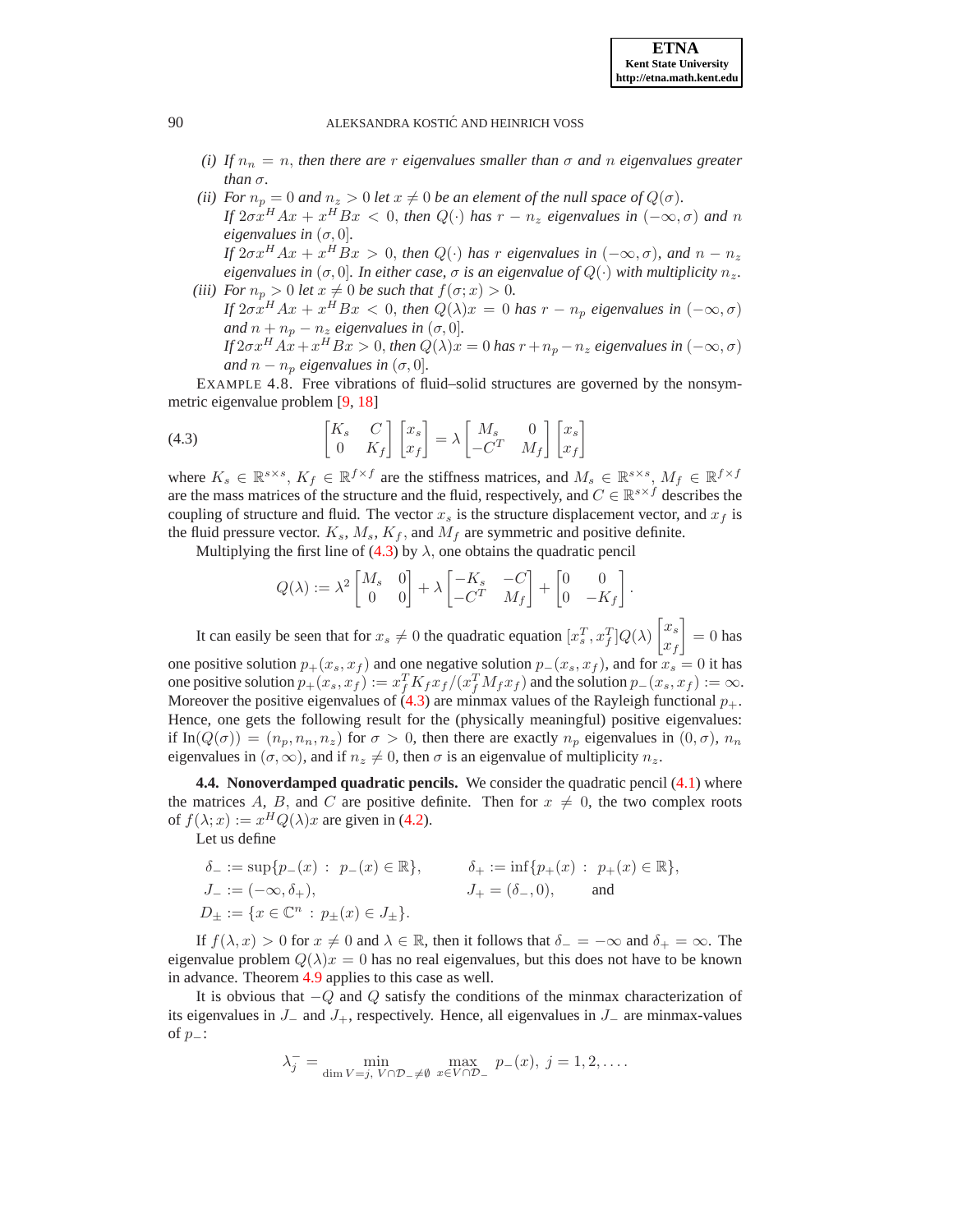*(i) If $n_n = n$, then there are $r$ eigenvalues smaller than $\sigma$ and $n$ eigenvalues greater than $\sigma$.*

*(ii) For $n_p = 0$ and $n_z > 0$ let $x \neq 0$ be an element of the null space of $Q(\sigma)$.*
*If $2\sigma x^H Ax + x^H Bx < 0$, then $Q(\cdot)$ has $r - n_z$ eigenvalues in $(-\infty, \sigma)$ and $n$ eigenvalues in $(\sigma, 0]$.*
*If $2\sigma x^H Ax + x^H Bx > 0$, then $Q(\cdot)$ has $r$ eigenvalues in $(-\infty, \sigma)$, and $n - n_z$ eigenvalues in $(\sigma, 0]$. In either case, $\sigma$ is an eigenvalue of $Q(\cdot)$ with multiplicity $n_z$.*

*(iii) For $n_p > 0$ let $x \neq 0$ be such that $f(\sigma; x) > 0$.*
*If $2\sigma x^H Ax + x^H Bx < 0$, then $Q(\lambda)x = 0$ has $r - n_p$ eigenvalues in $(-\infty, \sigma)$ and $n + n_p - n_z$ eigenvalues in $(\sigma, 0]$.*
*If $2\sigma x^H Ax + x^H Bx > 0$, then $Q(\lambda)x = 0$ has $r + n_p - n_z$ eigenvalues in $(-\infty, \sigma)$ and $n - n_p$ eigenvalues in $(\sigma, 0]$.*

EXAMPLE 4.8. Free vibrations of fluid–solid structures are governed by the nonsymmetric eigenvalue problem [9, 18]

$$\begin{bmatrix} K_s & C \\ 0 & K_f \end{bmatrix} \begin{bmatrix} x_s \\ x_f \end{bmatrix} = \lambda \begin{bmatrix} M_s & 0 \\ -C^T & M_f \end{bmatrix} \begin{bmatrix} x_s \\ x_f \end{bmatrix} \tag{4.3}$$

where $K_s \in \mathbb{R}^{s \times s}$, $K_f \in \mathbb{R}^{f \times f}$ are the stiffness matrices, and $M_s \in \mathbb{R}^{s \times s}$, $M_f \in \mathbb{R}^{f \times f}$ are the mass matrices of the structure and the fluid, respectively, and $C \in \mathbb{R}^{s \times f}$ describes the coupling of structure and fluid. The vector $x_s$ is the structure displacement vector, and $x_f$ is the fluid pressure vector. $K_s$, $M_s$, $K_f$, and $M_f$ are symmetric and positive definite.

Multiplying the first line of (4.3) by $\lambda$, one obtains the quadratic pencil

$$Q(\lambda) := \lambda^2 \begin{bmatrix} M_s & 0 \\ 0 & 0 \end{bmatrix} + \lambda \begin{bmatrix} -K_s & -C \\ -C^T & M_f \end{bmatrix} + \begin{bmatrix} 0 & 0 \\ 0 & -K_f \end{bmatrix}.$$

It can easily be seen that for $x_s \neq 0$ the quadratic equation $[x_s^T, x_f^T] Q(\lambda) \begin{bmatrix} x_s \\ x_f \end{bmatrix} = 0$ has one positive solution $p_+(x_s, x_f)$ and one negative solution $p_-(x_s, x_f)$, and for $x_s = 0$ it has one positive solution $p_+(x_s, x_f) := x_f^T K_f x_f / (x_f^T M_f x_f)$ and the solution $p_-(x_s, x_f) := \infty$. Moreover the positive eigenvalues of (4.3) are minmax values of the Rayleigh functional $p_+$. Hence, one gets the following result for the (physically meaningful) positive eigenvalues: if $\mathrm{In}(Q(\sigma)) = (n_p, n_n, n_z)$ for $\sigma > 0$, then there are exactly $n_p$ eigenvalues in $(0, \sigma)$, $n_n$ eigenvalues in $(\sigma, \infty)$, and if $n_z \neq 0$, then $\sigma$ is an eigenvalue of multiplicity $n_z$.

**4.4. Nonoverdamped quadratic pencils.** We consider the quadratic pencil (4.1) where the matrices $A$, $B$, and $C$ are positive definite. Then for $x \neq 0$, the two complex roots of $f(\lambda; x) := x^H Q(\lambda) x$ are given in (4.2).

Let us define

$$\delta_- := \sup\{p_-(x) \;:\; p_-(x) \in \mathbb{R}\}, \qquad \delta_+ := \inf\{p_+(x) \;:\; p_+(x) \in \mathbb{R}\},$$
$$J_- := (-\infty, \delta_+), \qquad J_+ = (\delta_-, 0), \qquad \text{and}$$
$$D_\pm := \{x \in \mathbb{C}^n \;:\; p_\pm(x) \in J_\pm\}.$$

If $f(\lambda, x) > 0$ for $x \neq 0$ and $\lambda \in \mathbb{R}$, then it follows that $\delta_- = -\infty$ and $\delta_+ = \infty$. The eigenvalue problem $Q(\lambda)x = 0$ has no real eigenvalues, but this does not have to be known in advance. Theorem 4.9 applies to this case as well.

It is obvious that $-Q$ and $Q$ satisfy the conditions of the minmax characterization of its eigenvalues in $J_-$ and $J_+$, respectively. Hence, all eigenvalues in $J_-$ are minmax-values of $p_-$:

$$\lambda_j^- = \min_{\dim V = j,\; V \cap \mathcal{D}_- \neq \emptyset} \; \max_{x \in V \cap \mathcal{D}_-} p_-(x), \; j = 1, 2, \ldots .$$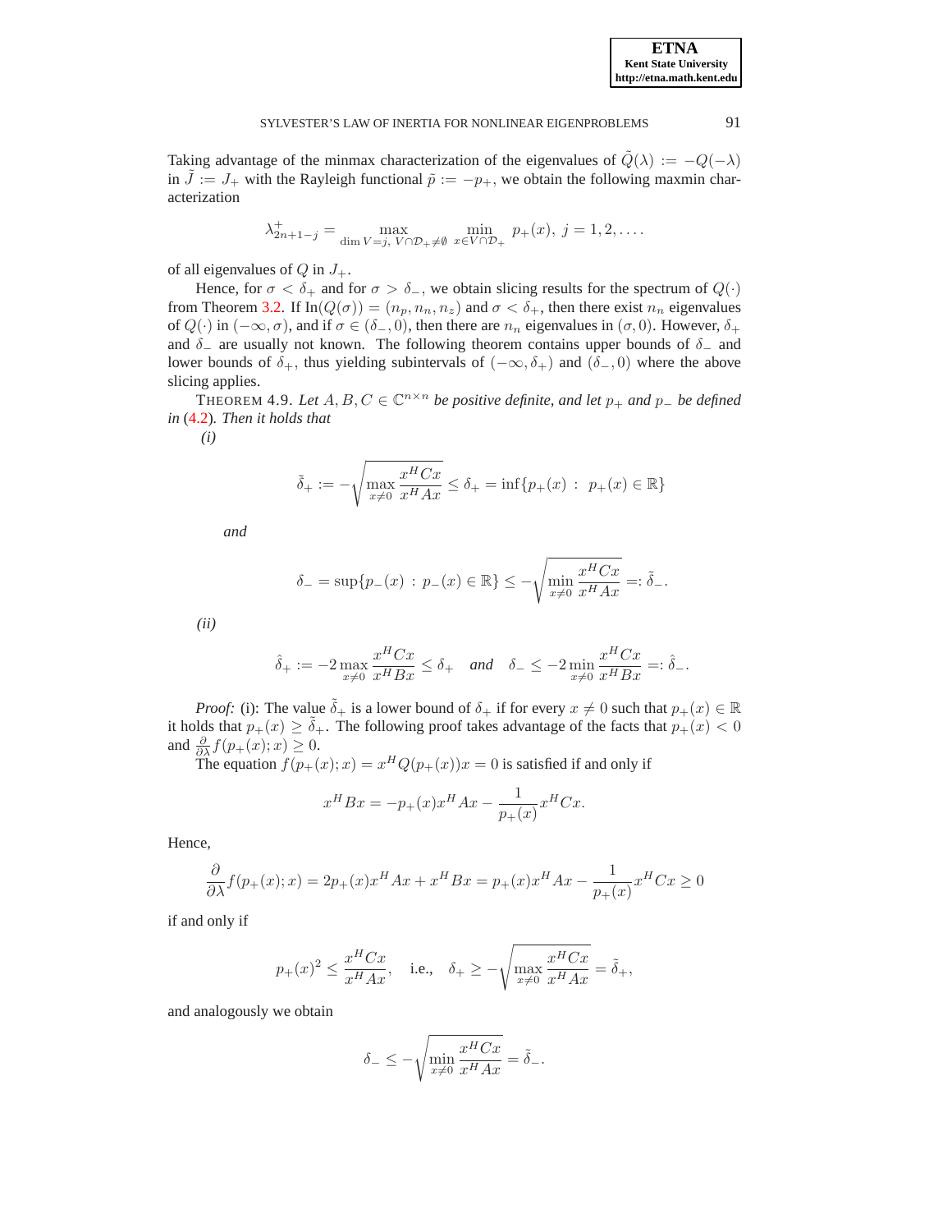Taking advantage of the minmax characterization of the eigenvalues of $\tilde{Q}(\lambda) := -Q(-\lambda)$ in $\tilde{J} := J_+$ with the Rayleigh functional $\tilde{p} := -p_+$, we obtain the following maxmin characterization

$$\lambda^+_{2n+1-j} = \max_{\dim V = j,\ V \cap \mathcal{D}_+ \neq \emptyset} \ \min_{x \in V \cap \mathcal{D}_+} \ p_+(x),\ j = 1, 2, \ldots .$$

of all eigenvalues of $Q$ in $J_+$.

Hence, for $\sigma < \delta_+$ and for $\sigma > \delta_-$, we obtain slicing results for the spectrum of $Q(\cdot)$ from Theorem 3.2. If $\text{In}(Q(\sigma)) = (n_p, n_n, n_z)$ and $\sigma < \delta_+$, then there exist $n_n$ eigenvalues of $Q(\cdot)$ in $(-\infty, \sigma)$, and if $\sigma \in (\delta_-, 0)$, then there are $n_n$ eigenvalues in $(\sigma, 0)$. However, $\delta_+$ and $\delta_-$ are usually not known. The following theorem contains upper bounds of $\delta_-$ and lower bounds of $\delta_+$, thus yielding subintervals of $(-\infty, \delta_+)$ and $(\delta_-, 0)$ where the above slicing results applies.

THEOREM 4.9. *Let $A, B, C \in \mathbb{C}^{n\times n}$ be positive definite, and let $p_+$ and $p_-$ be defined in (4.2). Then it holds that*

*(i)*

$$\tilde{\delta}_+ := -\sqrt{\max_{x\neq 0} \frac{x^H C x}{x^H A x}} \leq \delta_+ = \inf\{p_+(x)\ :\ p_+(x) \in \mathbb{R}\}$$

*and*

$$\delta_- = \sup\{p_-(x)\ :\ p_-(x) \in \mathbb{R}\} \leq -\sqrt{\min_{x\neq 0} \frac{x^H C x}{x^H A x}} =: \tilde{\delta}_-.$$

*(ii)*

$$\hat{\delta}_+ := -2 \max_{x\neq 0} \frac{x^H C x}{x^H B x} \leq \delta_+ \quad \textit{and} \quad \delta_- \leq -2 \min_{x\neq 0} \frac{x^H C x}{x^H B x} =: \hat{\delta}_-.$$

*Proof:* (i): The value $\tilde{\delta}_+$ is a lower bound of $\delta_+$ if for every $x \neq 0$ such that $p_+(x) \in \mathbb{R}$ it holds that $p_+(x) \geq \tilde{\delta}_+$. The following proof takes advantage of the facts that $p_+(x) < 0$ and $\frac{\partial}{\partial\lambda} f(p_+(x); x) \geq 0$.

The equation $f(p_+(x); x) = x^H Q(p_+(x))x = 0$ is satisfied if and only if

$$x^H B x = -p_+(x) x^H A x - \frac{1}{p_+(x)} x^H C x.$$

Hence,

$$\frac{\partial}{\partial\lambda} f(p_+(x); x) = 2p_+(x) x^H A x + x^H B x = p_+(x) x^H A x - \frac{1}{p_+(x)} x^H C x \geq 0$$

if and only if

$$p_+(x)^2 \leq \frac{x^H C x}{x^H A x}, \quad \text{i.e.,} \quad \delta_+ \geq -\sqrt{\max_{x\neq 0} \frac{x^H C x}{x^H A x}} = \tilde{\delta}_+,$$

and analogously we obtain

$$\delta_- \leq -\sqrt{\min_{x\neq 0} \frac{x^H C x}{x^H A x}} = \tilde{\delta}_-.$$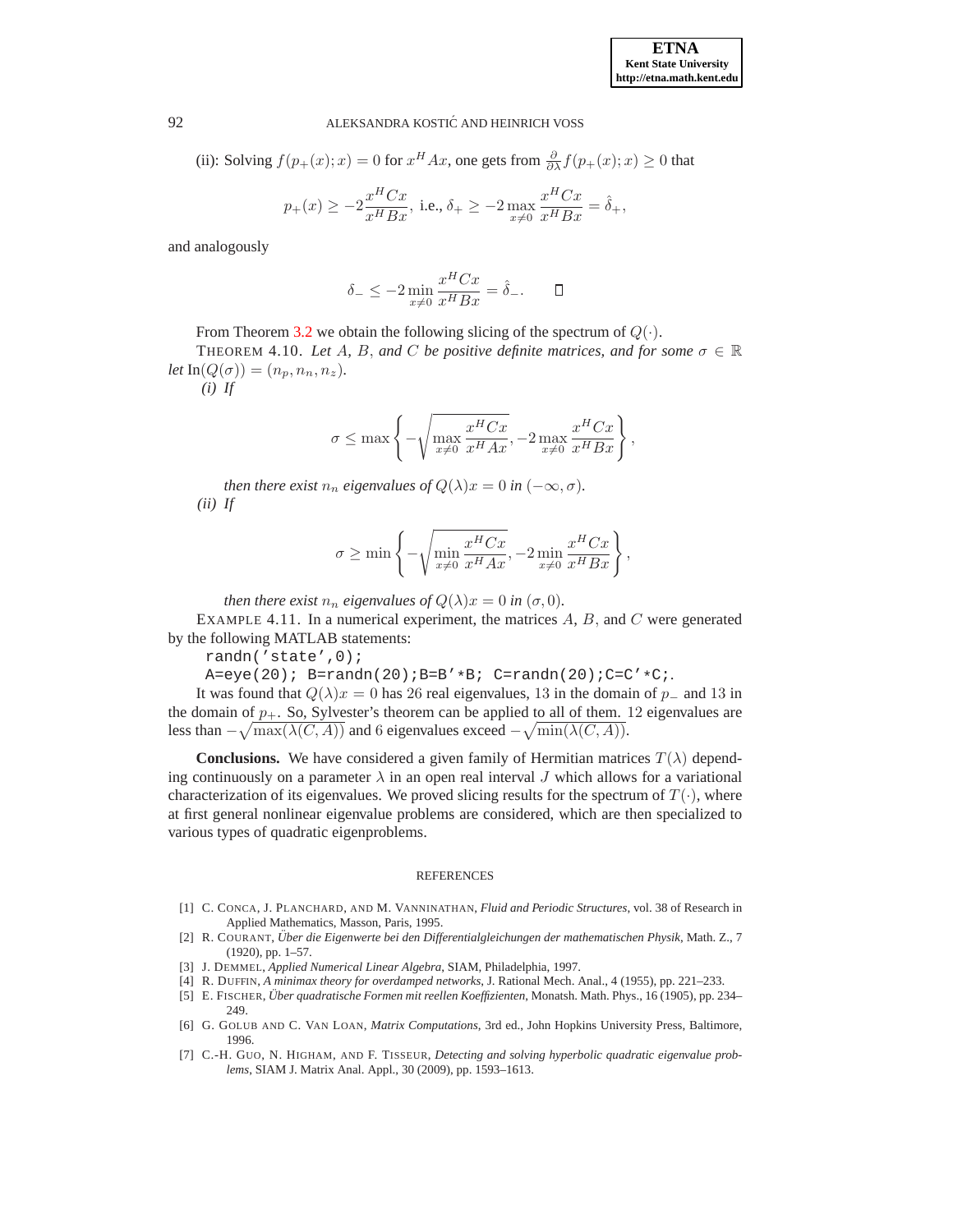(ii): Solving $f(p_+(x);x) = 0$ for $x^HAx$, one gets from $\frac{\partial}{\partial\lambda} f(p_+(x);x) \geq 0$ that

$$p_+(x) \geq -2\frac{x^HCx}{x^HBx}, \text{ i.e., } \delta_+ \geq -2\max_{x\neq 0} \frac{x^HCx}{x^HBx} = \hat{\delta}_+,$$

and analogously

$$\delta_- \leq -2\min_{x\neq 0} \frac{x^HCx}{x^HBx} = \hat{\delta}_-. \qquad \square$$

From Theorem 3.2 we obtain the following slicing of the spectrum of $Q(\cdot)$.

THEOREM 4.10. *Let $A$, $B$, and $C$ be positive definite matrices, and for some $\sigma \in \mathbb{R}$ let $\mathrm{In}(Q(\sigma)) = (n_p, n_n, n_z)$.*

*(i) If*

$$\sigma \leq \max\left\{-\sqrt{\max_{x\neq 0} \frac{x^HCx}{x^HAx}}, -2\max_{x\neq 0} \frac{x^HCx}{x^HBx}\right\},$$

*then there exist $n_n$ eigenvalues of $Q(\lambda)x = 0$ in $(-\infty, \sigma)$.*

*(ii) If*

$$\sigma \geq \min\left\{-\sqrt{\min_{x\neq 0} \frac{x^HCx}{x^HAx}}, -2\min_{x\neq 0} \frac{x^HCx}{x^HBx}\right\},$$

*then there exist $n_n$ eigenvalues of $Q(\lambda)x = 0$ in $(\sigma, 0)$.*

EXAMPLE 4.11. In a numerical experiment, the matrices $A$, $B$, and $C$ were generated by the following MATLAB statements:

```
randn('state',0);
A=eye(20); B=randn(20);B=B'*B; C=randn(20);C=C'*C;.
```

It was found that $Q(\lambda)x = 0$ has $26$ real eigenvalues, $13$ in the domain of $p_-$ and $13$ in the domain of $p_+$. So, Sylvester's theorem can be applied to all of them. $12$ eigenvalues are less than $-\sqrt{\max(\lambda(C,A))}$ and $6$ eigenvalues exceed $-\sqrt{\min(\lambda(C,A))}$.

**Conclusions.** We have considered a given family of Hermitian matrices $T(\lambda)$ depending continuously on a parameter $\lambda$ in an open real interval $J$ which allows for a variational characterization of its eigenvalues. We proved slicing results for the spectrum of $T(\cdot)$, where at first general nonlinear eigenvalue problems are considered, which are then specialized to various types of quadratic eigenproblems.

## REFERENCES

[1] C. CONCA, J. PLANCHARD, AND M. VANNINATHAN, *Fluid and Periodic Structures*, vol. 38 of Research in Applied Mathematics, Masson, Paris, 1995.

[2] R. COURANT, *Über die Eigenwerte bei den Differentialgleichungen der mathematischen Physik*, Math. Z., 7 (1920), pp. 1–57.

[3] J. DEMMEL, *Applied Numerical Linear Algebra*, SIAM, Philadelphia, 1997.

[4] R. DUFFIN, *A minimax theory for overdamped networks*, J. Rational Mech. Anal., 4 (1955), pp. 221–233.

[5] E. FISCHER, *Über quadratische Formen mit reellen Koeffizienten*, Monatsh. Math. Phys., 16 (1905), pp. 234–249.

[6] G. GOLUB AND C. VAN LOAN, *Matrix Computations*, 3rd ed., John Hopkins University Press, Baltimore, 1996.

[7] C.-H. GUO, N. HIGHAM, AND F. TISSEUR, *Detecting and solving hyperbolic quadratic eigenvalue problems*, SIAM J. Matrix Anal. Appl., 30 (2009), pp. 1593–1613.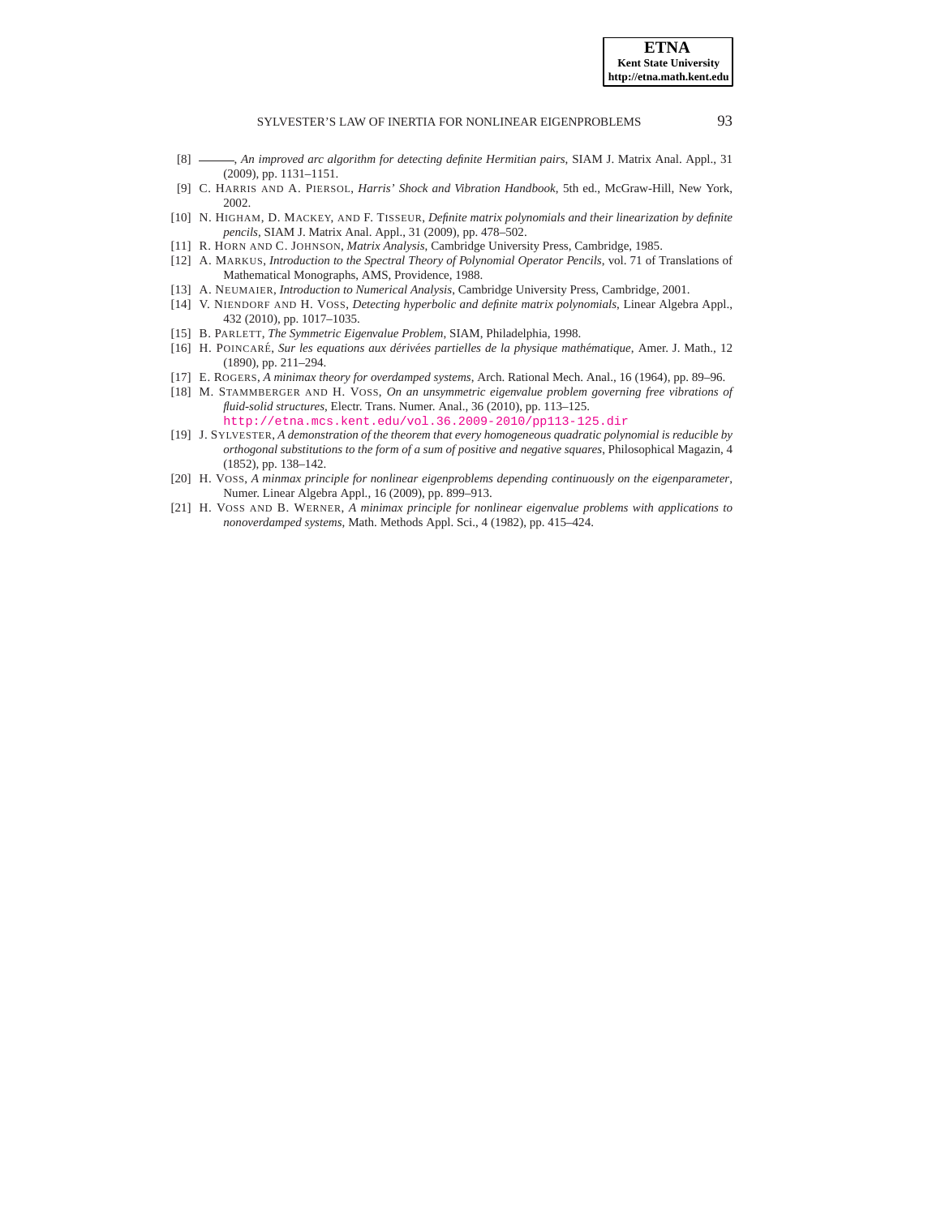[8] ———, *An improved arc algorithm for detecting definite Hermitian pairs*, SIAM J. Matrix Anal. Appl., 31 (2009), pp. 1131–1151.

[9] C. Harris and A. Piersol, *Harris' Shock and Vibration Handbook*, 5th ed., McGraw-Hill, New York, 2002.

[10] N. Higham, D. Mackey, and F. Tisseur, *Definite matrix polynomials and their linearization by definite pencils*, SIAM J. Matrix Anal. Appl., 31 (2009), pp. 478–502.

[11] R. Horn and C. Johnson, *Matrix Analysis*, Cambridge University Press, Cambridge, 1985.

[12] A. Markus, *Introduction to the Spectral Theory of Polynomial Operator Pencils*, vol. 71 of Translations of Mathematical Monographs, AMS, Providence, 1988.

[13] A. Neumaier, *Introduction to Numerical Analysis*, Cambridge University Press, Cambridge, 2001.

[14] V. Niendorf and H. Voss, *Detecting hyperbolic and definite matrix polynomials*, Linear Algebra Appl., 432 (2010), pp. 1017–1035.

[15] B. Parlett, *The Symmetric Eigenvalue Problem*, SIAM, Philadelphia, 1998.

[16] H. Poincaré, *Sur les equations aux dérivées partielles de la physique mathématique*, Amer. J. Math., 12 (1890), pp. 211–294.

[17] E. Rogers, *A minimax theory for overdamped systems*, Arch. Rational Mech. Anal., 16 (1964), pp. 89–96.

[18] M. Stammberger and H. Voss, *On an unsymmetric eigenvalue problem governing free vibrations of fluid-solid structures*, Electr. Trans. Numer. Anal., 36 (2010), pp. 113–125. http://etna.mcs.kent.edu/vol.36.2009-2010/pp113-125.dir

[19] J. Sylvester, *A demonstration of the theorem that every homogeneous quadratic polynomial is reducible by orthogonal substitutions to the form of a sum of positive and negative squares*, Philosophical Magazin, 4 (1852), pp. 138–142.

[20] H. Voss, *A minmax principle for nonlinear eigenproblems depending continuously on the eigenparameter*, Numer. Linear Algebra Appl., 16 (2009), pp. 899–913.

[21] H. Voss and B. Werner, *A minimax principle for nonlinear eigenvalue problems with applications to nonoverdamped systems*, Math. Methods Appl. Sci., 4 (1982), pp. 415–424.